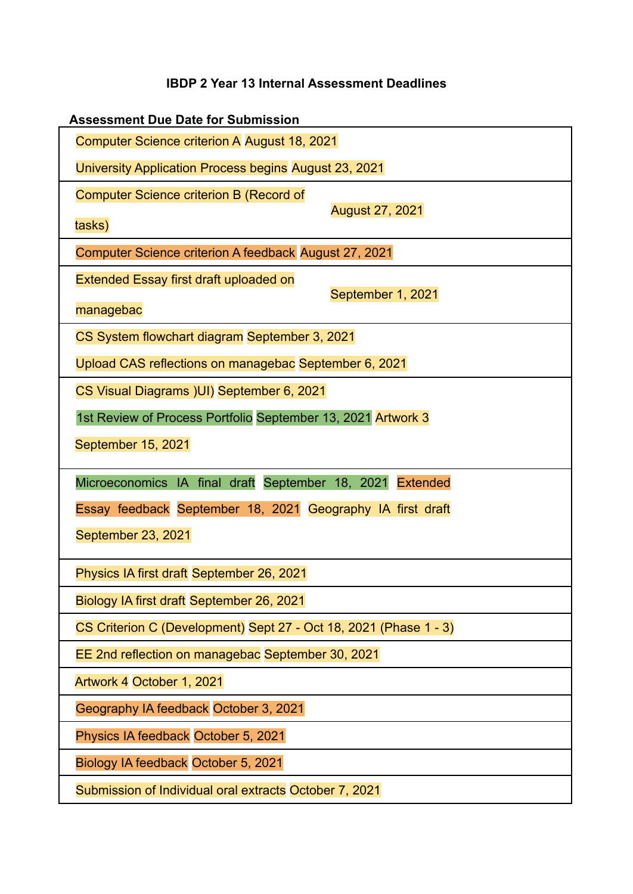**IBDP 2 Year 13 Internal Assessment Deadlines**

| Assessment | Due Date for Submission |
|---|---|
| Computer Science criterion A | August 18, 2021 |
| University Application Process begins | August 23, 2021 |
| Computer Science criterion B (Record of tasks) | August 27, 2021 |
| Computer Science criterion A feedback | August 27, 2021 |
| Extended Essay first draft uploaded on managebac | September 1, 2021 |
| CS System flowchart diagram | September 3, 2021 |
| Upload CAS reflections on managebac | September 6, 2021 |
| CS Visual Diagrams )UI) | September 6, 2021 |
| 1st Review of Process Portfolio | September 13, 2021 |
| Artwork 3 | September 15, 2021 |
| Microeconomics IA final draft | September 18, 2021 |
| Extended Essay feedback | September 18, 2021 |
| Geography IA first draft | September 23, 2021 |
| Physics IA first draft | September 26, 2021 |
| Biology IA first draft | September 26, 2021 |
| CS Criterion C (Development) | Sept 27 - Oct 18, 2021 (Phase 1 - 3) |
| EE 2nd reflection on managebac | September 30, 2021 |
| Artwork 4 | October 1, 2021 |
| Geography IA feedback | October 3, 2021 |
| Physics IA feedback | October 5, 2021 |
| Biology IA feedback | October 5, 2021 |
| Submission of Individual oral extracts | October 7, 2021 |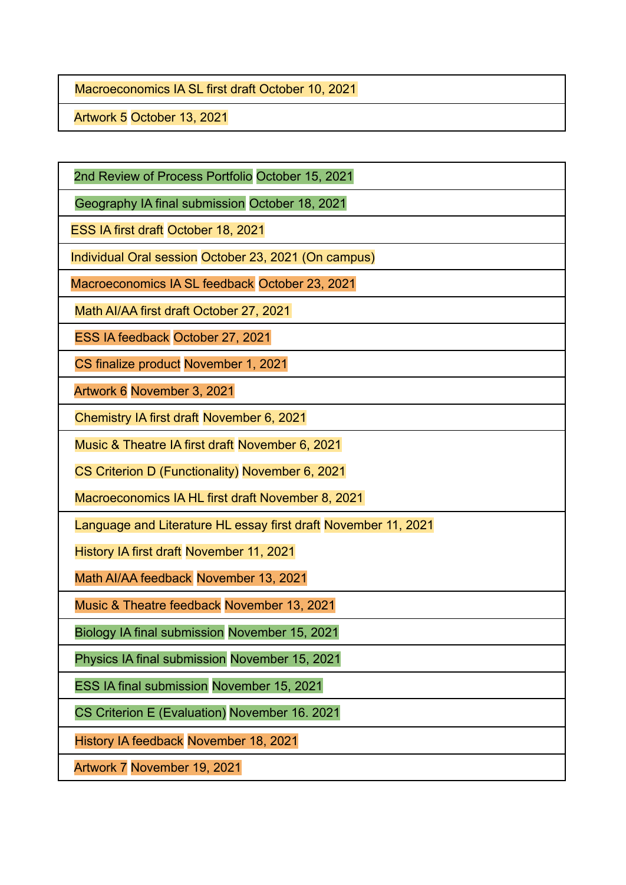| Macroeconomics IA SL first draft October 10, 2021 |
| --- |
| Artwork 5 October 13, 2021 |

| 2nd Review of Process Portfolio October 15, 2021 |
| --- |
| Geography IA final submission October 18, 2021 |
| ESS IA first draft October 18, 2021 |
| Individual Oral session October 23, 2021 (On campus) |
| Macroeconomics IA SL feedback October 23, 2021 |
| Math AI/AA first draft October 27, 2021 |
| ESS IA feedback October 27, 2021 |
| CS finalize product November 1, 2021 |
| Artwork 6 November 3, 2021 |
| Chemistry IA first draft November 6, 2021 |
| Music & Theatre IA first draft November 6, 2021<br>CS Criterion D (Functionality) November 6, 2021<br>Macroeconomics IA HL first draft November 8, 2021 |
| Language and Literature HL essay first draft November 11, 2021<br>History IA first draft November 11, 2021<br>Math AI/AA feedback November 13, 2021 |
| Music & Theatre feedback November 13, 2021 |
| Biology IA final submission November 15, 2021 |
| Physics IA final submission November 15, 2021 |
| ESS IA final submission November 15, 2021 |
| CS Criterion E (Evaluation) November 16. 2021 |
| History IA feedback November 18, 2021 |
| Artwork 7 November 19, 2021 |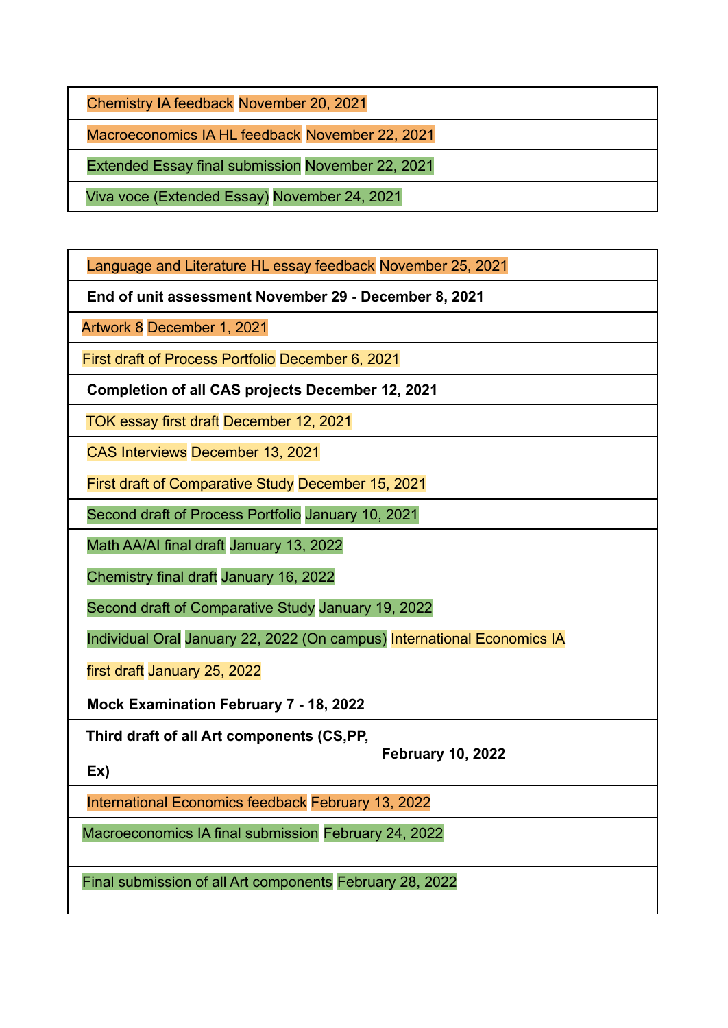| |
|---|
| Chemistry IA feedback November 20, 2021 |
| Macroeconomics IA HL feedback November 22, 2021 |
| Extended Essay final submission November 22, 2021 |
| Viva voce (Extended Essay) November 24, 2021 |

| |
|---|
| Language and Literature HL essay feedback November 25, 2021 |
| **End of unit assessment November 29 - December 8, 2021** |
| Artwork 8 December 1, 2021 |
| First draft of Process Portfolio December 6, 2021 |
| **Completion of all CAS projects December 12, 2021** |
| TOK essay first draft December 12, 2021 |
| CAS Interviews December 13, 2021 |
| First draft of Comparative Study December 15, 2021 |
| Second draft of Process Portfolio January 10, 2021 |
| Math AA/AI final draft January 13, 2022 |
| Chemistry final draft January 16, 2022<br><br>Second draft of Comparative Study January 19, 2022<br><br>Individual Oral January 22, 2022 (On campus) International Economics IA first draft January 25, 2022<br><br>**Mock Examination February 7 - 18, 2022** |
| **Third draft of all Art components (CS,PP, Ex) February 10, 2022** |
| International Economics feedback February 13, 2022 |
| Macroeconomics IA final submission February 24, 2022 |
| Final submission of all Art components February 28, 2022 |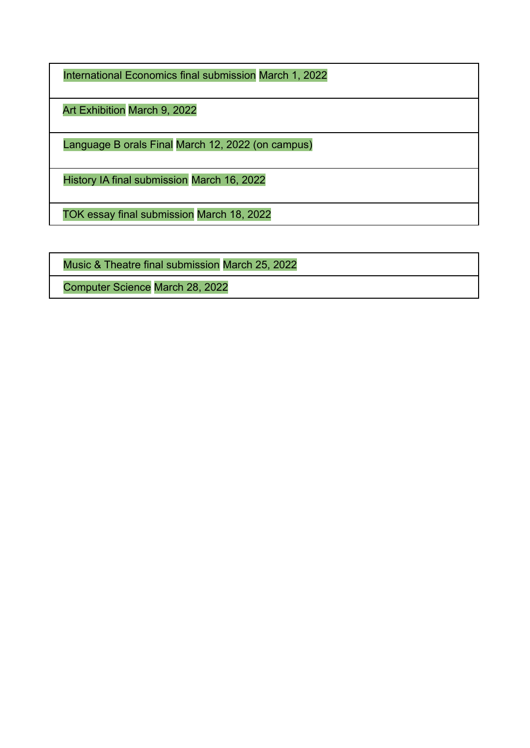| | |
|---|---|
| International Economics final submission | March 1, 2022 |
| Art Exhibition | March 9, 2022 |
| Language B orals Final | March 12, 2022 (on campus) |
| History IA final submission | March 16, 2022 |
| TOK essay final submission | March 18, 2022 |

| | |
|---|---|
| Music & Theatre final submission | March 25, 2022 |
| Computer Science | March 28, 2022 |